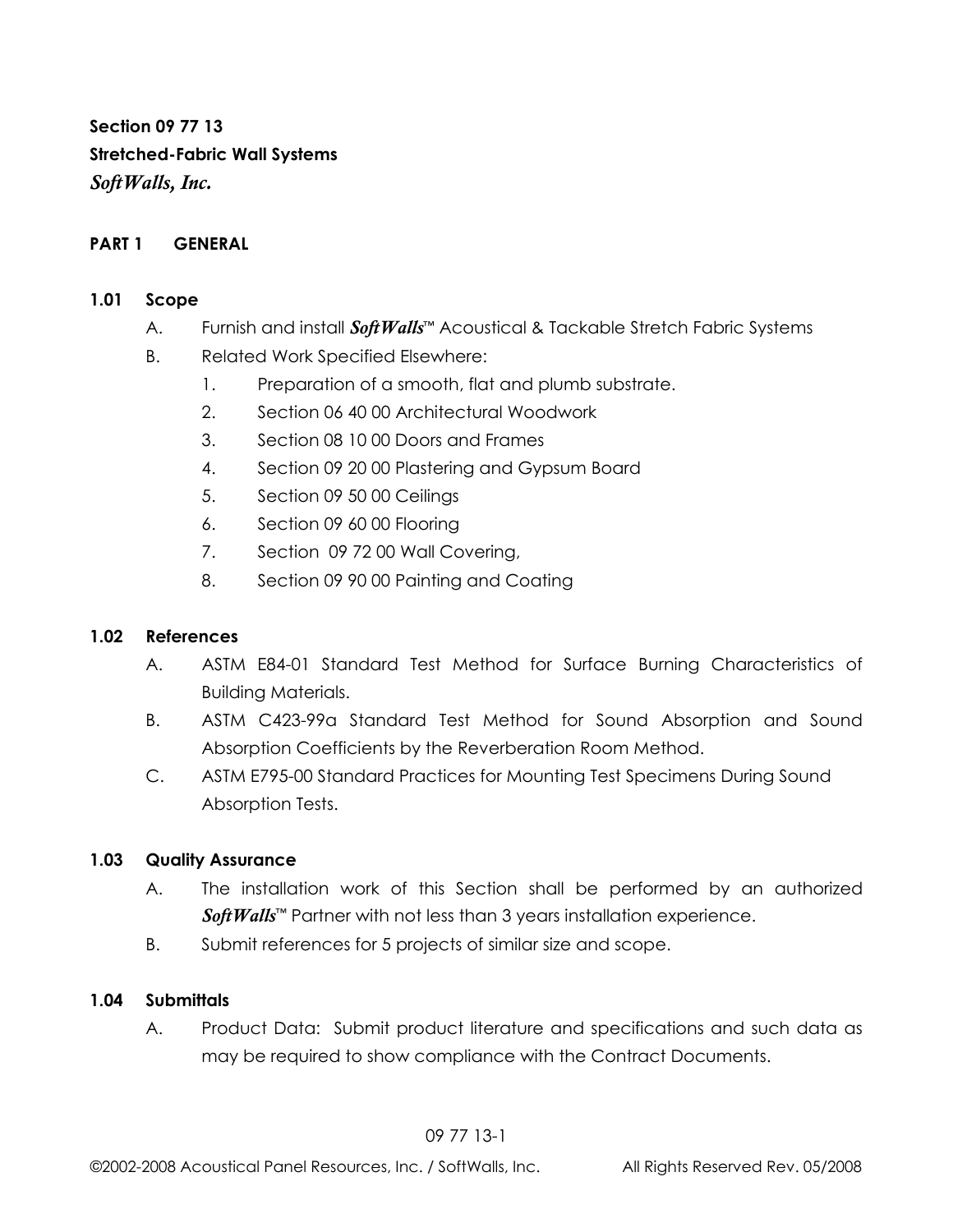**Section 09 77 13**
**Stretched-Fabric Wall Systems**
***SoftWalls, Inc.***

## PART 1 GENERAL

### 1.01 Scope

A. Furnish and install ***SoftWalls***™ Acoustical & Tackable Stretch Fabric Systems

B. Related Work Specified Elsewhere:

1. Preparation of a smooth, flat and plumb substrate.
2. Section 06 40 00 Architectural Woodwork
3. Section 08 10 00 Doors and Frames
4. Section 09 20 00 Plastering and Gypsum Board
5. Section 09 50 00 Ceilings
6. Section 09 60 00 Flooring
7. Section 09 72 00 Wall Covering,
8. Section 09 90 00 Painting and Coating

### 1.02 References

A. ASTM E84-01 Standard Test Method for Surface Burning Characteristics of Building Materials.

B. ASTM C423-99a Standard Test Method for Sound Absorption and Sound Absorption Coefficients by the Reverberation Room Method.

C. ASTM E795-00 Standard Practices for Mounting Test Specimens During Sound Absorption Tests.

### 1.03 Quality Assurance

A. The installation work of this Section shall be performed by an authorized ***SoftWalls***™ Partner with not less than 3 years installation experience.

B. Submit references for 5 projects of similar size and scope.

### 1.04 Submittals

A. Product Data: Submit product literature and specifications and such data as may be required to show compliance with the Contract Documents.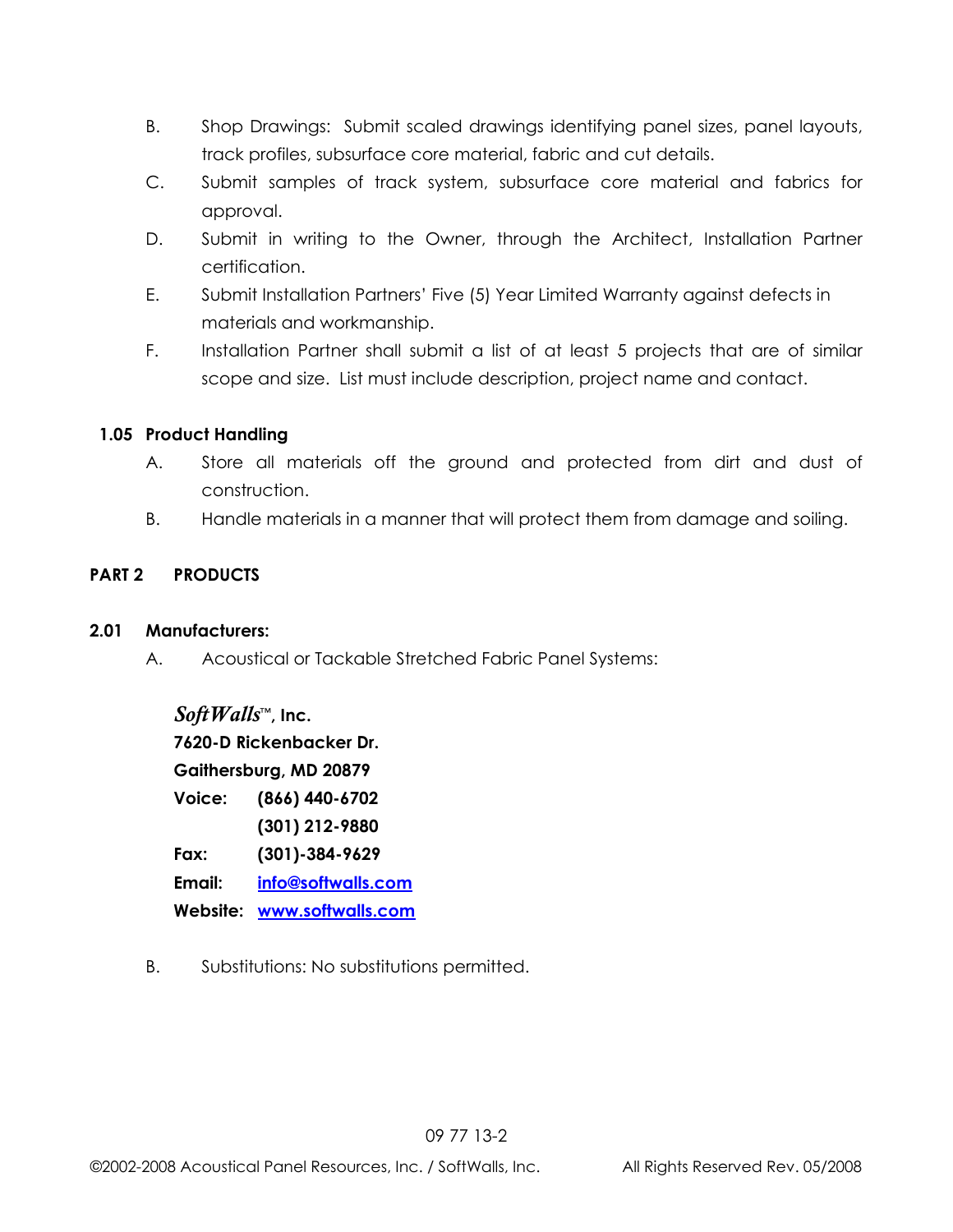B. Shop Drawings: Submit scaled drawings identifying panel sizes, panel layouts, track profiles, subsurface core material, fabric and cut details.

C. Submit samples of track system, subsurface core material and fabrics for approval.

D. Submit in writing to the Owner, through the Architect, Installation Partner certification.

E. Submit Installation Partners' Five (5) Year Limited Warranty against defects in materials and workmanship.

F. Installation Partner shall submit a list of at least 5 projects that are of similar scope and size. List must include description, project name and contact.

### 1.05 Product Handling

A. Store all materials off the ground and protected from dirt and dust of construction.

B. Handle materials in a manner that will protect them from damage and soliling.

## PART 2 PRODUCTS

### 2.01 Manufacturers:

A. Acoustical or Tackable Stretched Fabric Panel Systems:

***SoftWalls*™, Inc.**
**7620-D Rickenbacker Dr.**
**Gaithersburg, MD 20879**
**Voice: (866) 440-6702**
**(301) 212-9880**
**Fax: (301)-384-9629**
**Email: info@softwalls.com**
**Website: www.softwalls.com**

B. Substitutions: No substitutions permitted.

09 77 13-2

©2002-2008 Acoustical Panel Resources, Inc. / SoftWalls, Inc. All Rights Reserved Rev. 05/2008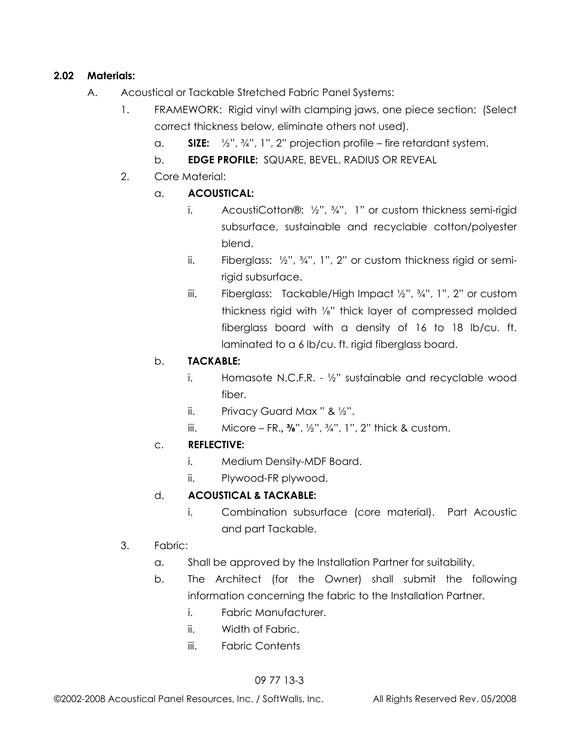## 2.02 Materials:

A. Acoustical or Tackable Stretched Fabric Panel Systems:

1. FRAMEWORK: Rigid vinyl with clamping jaws, one piece section: (Select correct thickness below, eliminate others not used).
    a. **SIZE:** ½", ¾", 1", 2" projection profile – fire retardant system.
    b. **EDGE PROFILE:** SQUARE, BEVEL, RADIUS OR REVEAL
2. Core Material:
    a. **ACOUSTICAL:**
        i. AcoustiCotton®: ½", ¾", 1" or custom thickness semi-rigid subsurface, sustainable and recyclable cotton/polyester blend.
        ii. Fiberglass: ½", ¾", 1", 2" or custom thickness rigid or semi-rigid subsurface.
        iii. Fiberglass: Tackable/High Impact ½", ¾", 1", 2" or custom thickness rigid with ⅛" thick layer of compressed molded fiberglass board with a density of 16 to 18 lb/cu. ft. laminated to a 6 lb/cu. ft. rigid fiberglass board.
    b. **TACKABLE:**
        i. Homasote N.C.F.R. - ½" sustainable and recyclable wood fiber.
        ii. Privacy Guard Max " & ½".
        iii. Micore – FR., **⅜**", ½", ¾", 1", 2" thick & custom.
    c. **REFLECTIVE:**
        i. Medium Density-MDF Board.
        ii. Plywood-FR plywood.
    d. **ACOUSTICAL & TACKABLE:**
        i. Combination subsurface (core material). Part Acoustic and part Tackable.
3. Fabric:
    a. Shall be approved by the Installation Partner for suitability.
    b. The Architect (for the Owner) shall submit the following information concerning the fabric to the Installation Partner.
        i. Fabric Manufacturer.
        ii. Width of Fabric.
        iii. Fabric Contents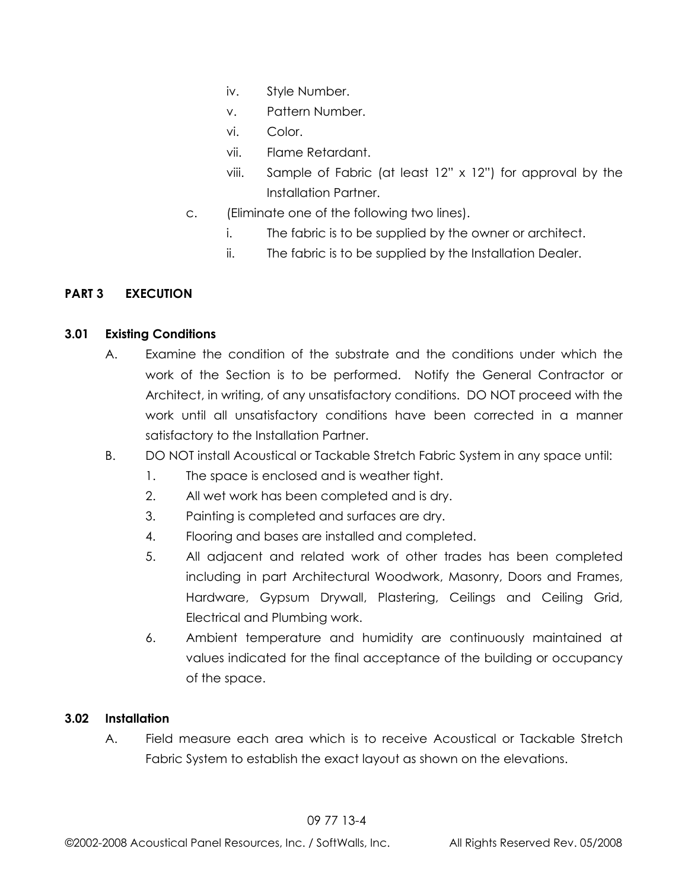iv. Style Number.
v. Pattern Number.
vi. Color.
vii. Flame Retardant.
viii. Sample of Fabric (at least 12" x 12") for approval by the Installation Partner.

c. (Eliminate one of the following two lines).
   i. The fabric is to be supplied by the owner or architect.
   ii. The fabric is to be supplied by the Installation Dealer.

## PART 3 EXECUTION

### 3.01 Existing Conditions

A. Examine the condition of the substrate and the conditions under which the work of the Section is to be performed. Notify the General Contractor or Architect, in writing, of any unsatisfactory conditions. DO NOT proceed with the work until all unsatisfactory conditions have been corrected in a manner satisfactory to the Installation Partner.

B. DO NOT install Acoustical or Tackable Stretch Fabric System in any space until:
   1. The space is enclosed and is weather tight.
   2. All wet work has been completed and is dry.
   3. Painting is completed and surfaces are dry.
   4. Flooring and bases are installed and completed.
   5. All adjacent and related work of other trades has been completed including in part Architectural Woodwork, Masonry, Doors and Frames, Hardware, Gypsum Drywall, Plastering, Ceilings and Ceiling Grid, Electrical and Plumbing work.
   6. Ambient temperature and humidity are continuously maintained at values indicated for the final acceptance of the building or occupancy of the space.

### 3.02 Installation

A. Field measure each area which is to receive Acoustical or Tackable Stretch Fabric System to establish the exact layout as shown on the elevations.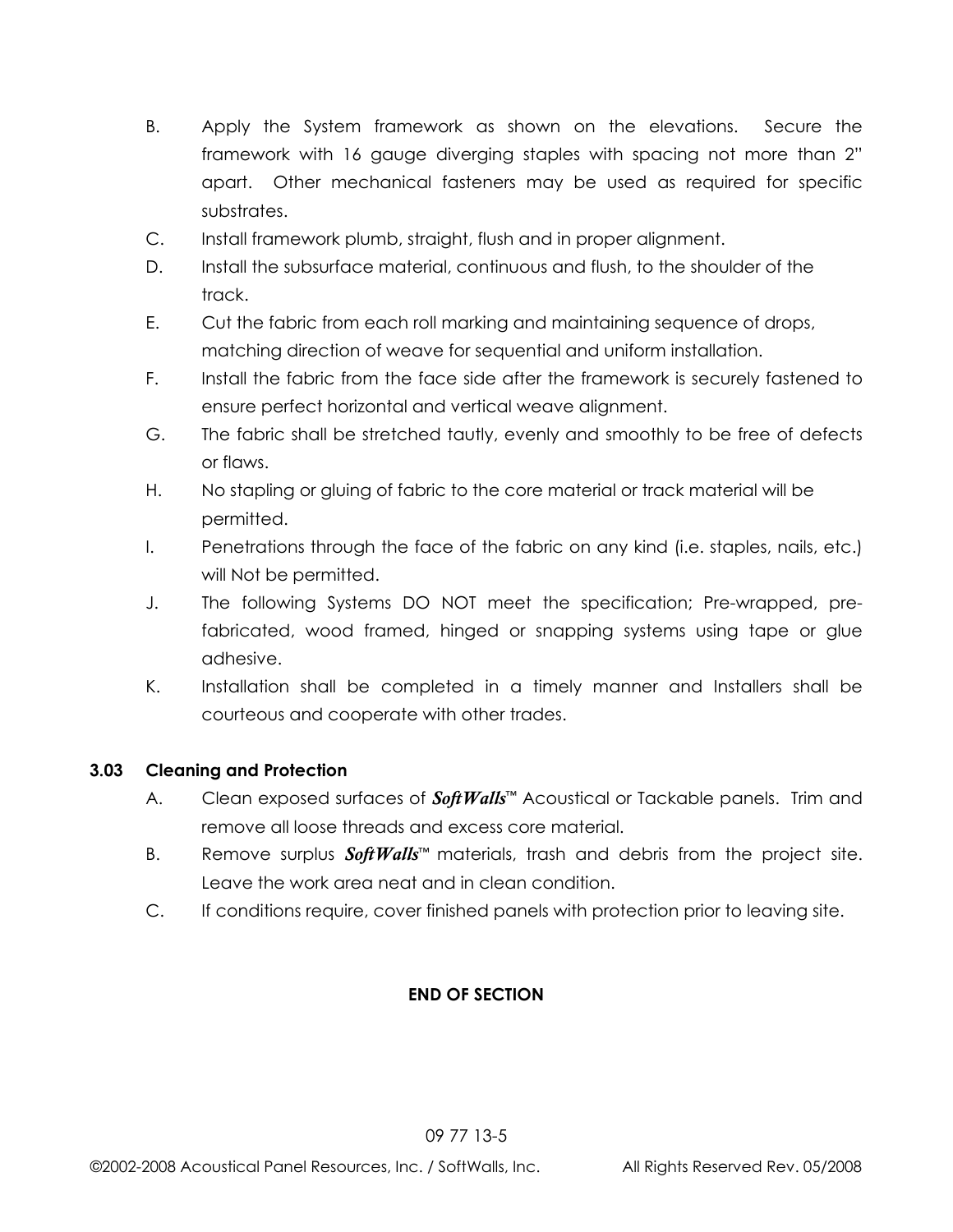B. Apply the System framework as shown on the elevations. Secure the framework with 16 gauge diverging staples with spacing not more than 2" apart. Other mechanical fasteners may be used as required for specific substrates.

C. Install framework plumb, straight, flush and in proper alignment.

D. Install the subsurface material, continuous and flush, to the shoulder of the track.

E. Cut the fabric from each roll marking and maintaining sequence of drops, matching direction of weave for sequential and uniform installation.

F. Install the fabric from the face side after the framework is securely fastened to ensure perfect horizontal and vertical weave alignment.

G. The fabric shall be stretched tautly, evenly and smoothly to be free of defects or flaws.

H. No stapling or gluing of fabric to the core material or track material will be permitted.

I. Penetrations through the face of the fabric on any kind (i.e. staples, nails, etc.) will Not be permitted.

J. The following Systems DO NOT meet the specification; Pre-wrapped, pre-fabricated, wood framed, hinged or snapping systems using tape or glue adhesive.

K. Installation shall be completed in a timely manner and Installers shall be courteous and cooperate with other trades.

### 3.03 Cleaning and Protection

A. Clean exposed surfaces of ***SoftWalls***™ Acoustical or Tackable panels. Trim and remove all loose threads and excess core material.

B. Remove surplus ***SoftWalls***™ materials, trash and debris from the project site. Leave the work area neat and in clean condition.

C. If conditions require, cover finished panels with protection prior to leaving site.

**END OF SECTION**